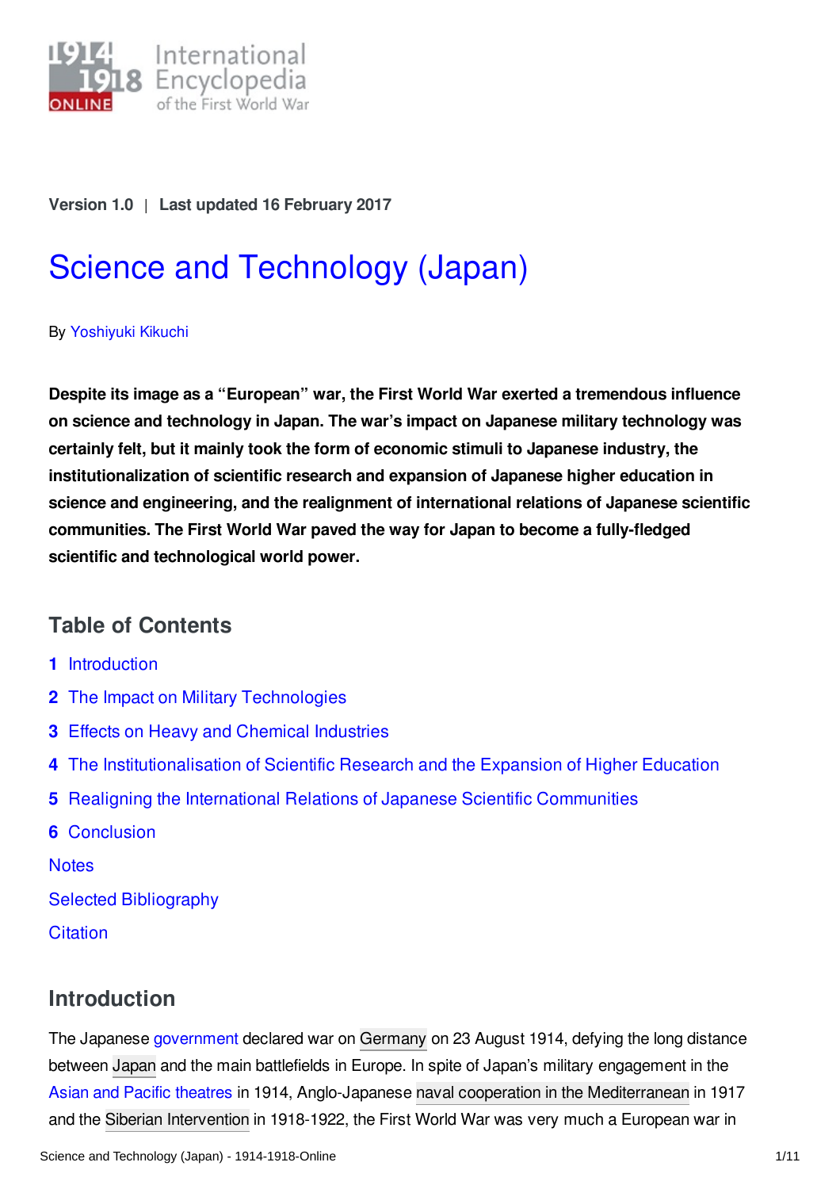Version 1.0 | Last updated 16 February 2017

# Science and Technology (Japan)

By Yoshiyuki Kikuchi

**Despite its image as a "European" war, the First World War exerted a tremendous influence on science and technology in Japan. The war's impact on Japanese military technology was certainly felt, but it mainly took the form of economic stimuli to Japanese industry, the institutionalization of scientific research and expansion of Japanese higher education in science and engineering, and the realignment of international relations of Japanese scientific communities. The First World War paved the way for Japan to become a fully-fledged scientific and technological world power.**

## Table of Contents

1. Introduction
2. The Impact on Military Technologies
3. Effects on Heavy and Chemical Industries
4. The Institutionalisation of Scientific Research and the Expansion of Higher Education
5. Realigning the International Relations of Japanese Scientific Communities
6. Conclusion

Notes

Selected Bibliography

Citation

## Introduction

The Japanese government declared war on Germany on 23 August 1914, defying the long distance between Japan and the main battlefields in Europe. In spite of Japan's military engagement in the Asian and Pacific theatres in 1914, Anglo-Japanese naval cooperation in the Mediterranean in 1917 and the Siberian Intervention in 1918-1922, the First World War was very much a European war in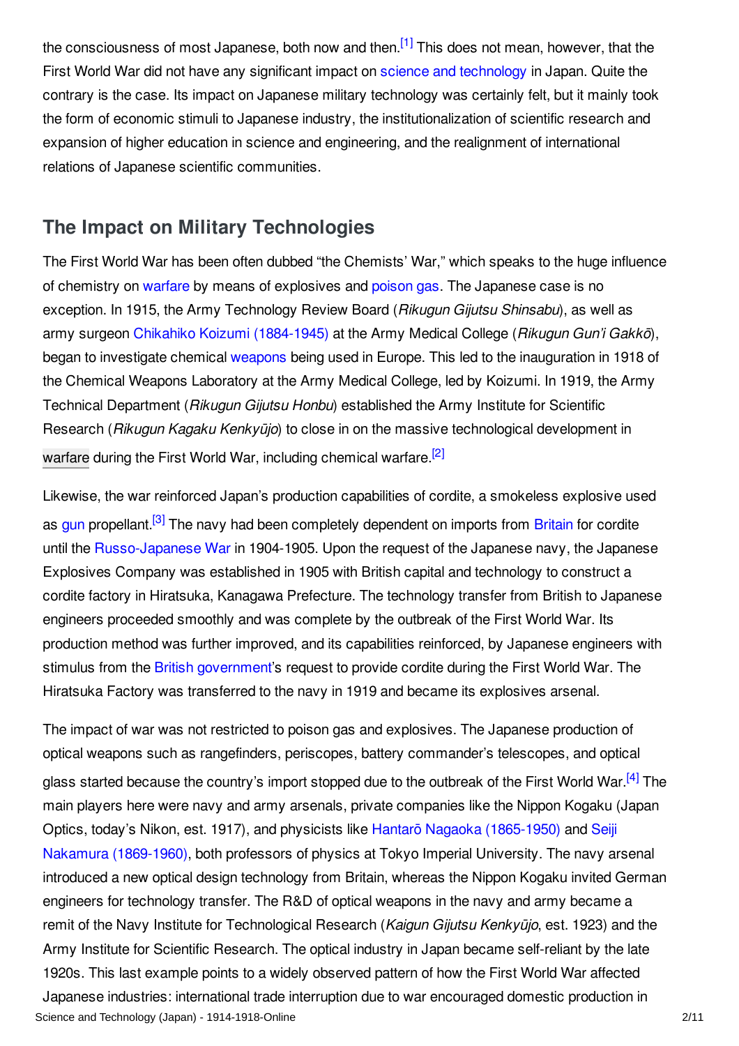the consciousness of most Japanese, both now and then.[1] This does not mean, however, that the First World War did not have any significant impact on science and technology in Japan. Quite the contrary is the case. Its impact on Japanese military technology was certainly felt, but it mainly took the form of economic stimuli to Japanese industry, the institutionalization of scientific research and expansion of higher education in science and engineering, and the realignment of international relations of Japanese scientific communities.

## The Impact on Military Technologies

The First World War has been often dubbed "the Chemists' War," which speaks to the huge influence of chemistry on warfare by means of explosives and poison gas. The Japanese case is no exception. In 1915, the Army Technology Review Board (*Rikugun Gijutsu Shinsabu*), as well as army surgeon Chikahiko Koizumi (1884-1945) at the Army Medical College (*Rikugun Gun'i Gakkō*), began to investigate chemical weapons being used in Europe. This led to the inauguration in 1918 of the Chemical Weapons Laboratory at the Army Medical College, led by Koizumi. In 1919, the Army Technical Department (*Rikugun Gijutsu Honbu*) established the Army Institute for Scientific Research (*Rikugun Kagaku Kenkyūjo*) to close in on the massive technological development in warfare during the First World War, including chemical warfare.[2]

Likewise, the war reinforced Japan's production capabilities of cordite, a smokeless explosive used as gun propellant.[3] The navy had been completely dependent on imports from Britain for cordite until the Russo-Japanese War in 1904-1905. Upon the request of the Japanese navy, the Japanese Explosives Company was established in 1905 with British capital and technology to construct a cordite factory in Hiratsuka, Kanagawa Prefecture. The technology transfer from British to Japanese engineers proceeded smoothly and was complete by the outbreak of the First World War. Its production method was further improved, and its capabilities reinforced, by Japanese engineers with stimulus from the British government's request to provide cordite during the First World War. The Hiratsuka Factory was transferred to the navy in 1919 and became its explosives arsenal.

The impact of war was not restricted to poison gas and explosives. The Japanese production of optical weapons such as rangefinders, periscopes, battery commander's telescopes, and optical glass started because the country's import stopped due to the outbreak of the First World War.[4] The main players here were navy and army arsenals, private companies like the Nippon Kogaku (Japan Optics, today's Nikon, est. 1917), and physicists like Hantarō Nagaoka (1865-1950) and Seiji Nakamura (1869-1960), both professors of physics at Tokyo Imperial University. The navy arsenal introduced a new optical design technology from Britain, whereas the Nippon Kogaku invited German engineers for technology transfer. The R&D of optical weapons in the navy and army became a remit of the Navy Institute for Technological Research (*Kaigun Gijutsu Kenkyūjo*, est. 1923) and the Army Institute for Scientific Research. The optical industry in Japan became self-reliant by the late 1920s. This last example points to a widely observed pattern of how the First World War affected Japanese industries: international trade interruption due to war encouraged domestic production in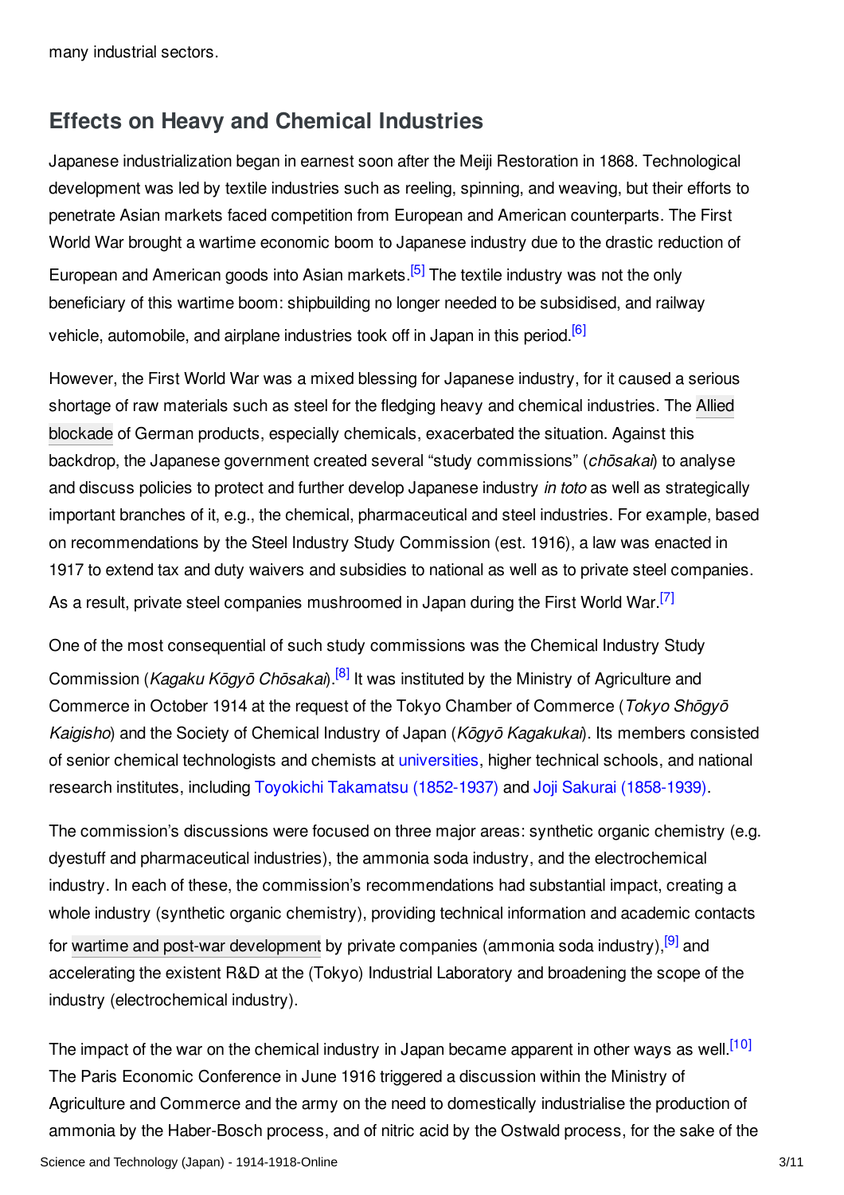many industrial sectors.

## Effects on Heavy and Chemical Industries

Japanese industrialization began in earnest soon after the Meiji Restoration in 1868. Technological development was led by textile industries such as reeling, spinning, and weaving, but their efforts to penetrate Asian markets faced competition from European and American counterparts. The First World War brought a wartime economic boom to Japanese industry due to the drastic reduction of European and American goods into Asian markets.[5] The textile industry was not the only beneficiary of this wartime boom: shipbuilding no longer needed to be subsidised, and railway vehicle, automobile, and airplane industries took off in Japan in this period.[6]

However, the First World War was a mixed blessing for Japanese industry, for it caused a serious shortage of raw materials such as steel for the fledging heavy and chemical industries. The Allied blockade of German products, especially chemicals, exacerbated the situation. Against this backdrop, the Japanese government created several "study commissions" (*chōsakai*) to analyse and discuss policies to protect and further develop Japanese industry *in toto* as well as strategically important branches of it, e.g., the chemical, pharmaceutical and steel industries. For example, based on recommendations by the Steel Industry Study Commission (est. 1916), a law was enacted in 1917 to extend tax and duty waivers and subsidies to national as well as to private steel companies. As a result, private steel companies mushroomed in Japan during the First World War.[7]

One of the most consequential of such study commissions was the Chemical Industry Study Commission (*Kagaku Kōgyō Chōsakai*).[8] It was instituted by the Ministry of Agriculture and Commerce in October 1914 at the request of the Tokyo Chamber of Commerce (*Tokyo Shōgyō Kaigisho*) and the Society of Chemical Industry of Japan (*Kōgyō Kagakukai*). Its members consisted of senior chemical technologists and chemists at universities, higher technical schools, and national research institutes, including Toyokichi Takamatsu (1852-1937) and Joji Sakurai (1858-1939).

The commission's discussions were focused on three major areas: synthetic organic chemistry (e.g. dyestuff and pharmaceutical industries), the ammonia soda industry, and the electrochemical industry. In each of these, the commission's recommendations had substantial impact, creating a whole industry (synthetic organic chemistry), providing technical information and academic contacts for wartime and post-war development by private companies (ammonia soda industry),[9] and accelerating the existent R&D at the (Tokyo) Industrial Laboratory and broadening the scope of the industry (electrochemical industry).

The impact of the war on the chemical industry in Japan became apparent in other ways as well.[10] The Paris Economic Conference in June 1916 triggered a discussion within the Ministry of Agriculture and Commerce and the army on the need to domestically industrialise the production of ammonia by the Haber-Bosch process, and of nitric acid by the Ostwald process, for the sake of the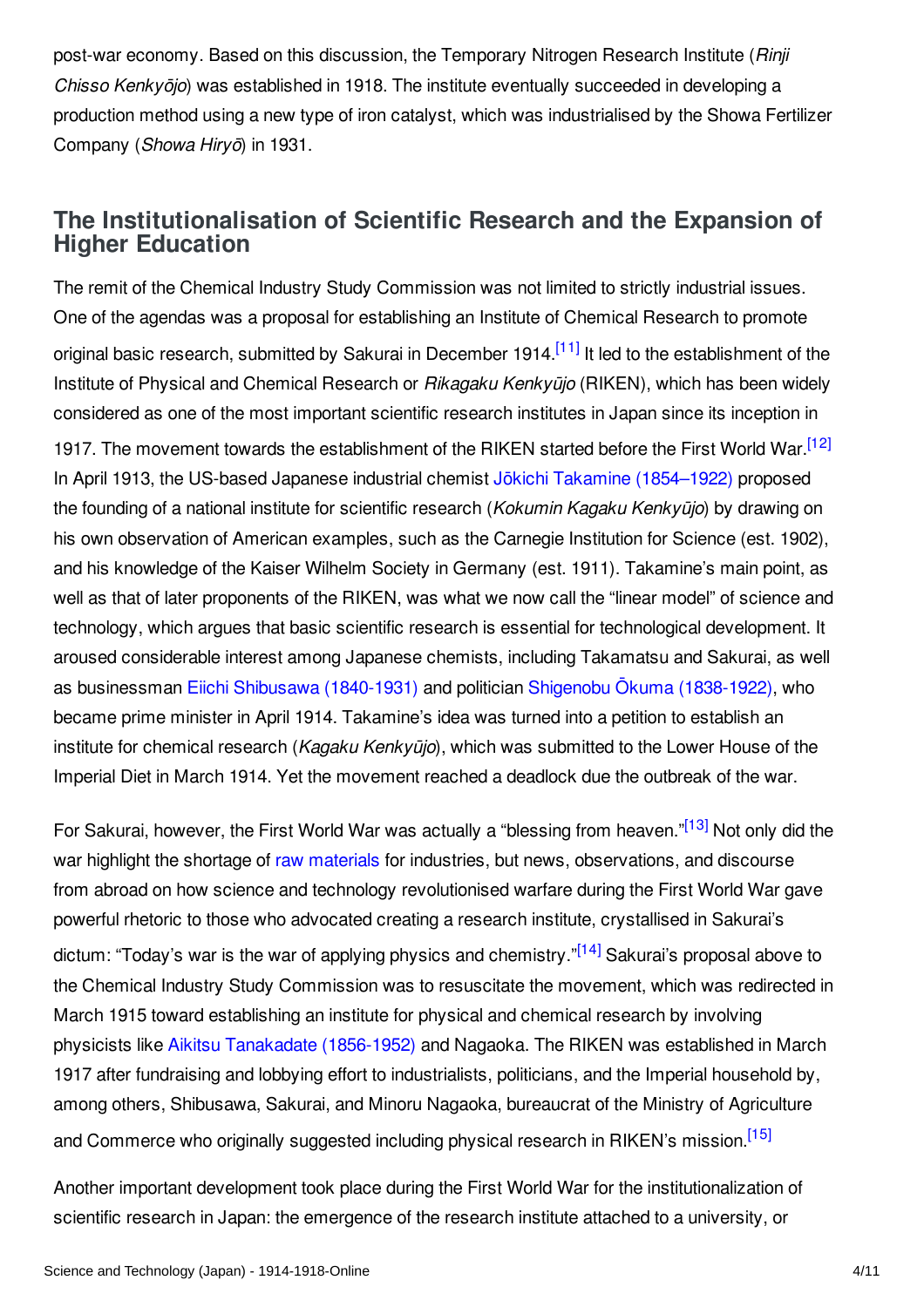post-war economy. Based on this discussion, the Temporary Nitrogen Research Institute (*Rinji Chisso Kenkyōjo*) was established in 1918. The institute eventually succeeded in developing a production method using a new type of iron catalyst, which was industrialised by the Showa Fertilizer Company (*Showa Hiryō*) in 1931.

## The Institutionalisation of Scientific Research and the Expansion of Higher Education

The remit of the Chemical Industry Study Commission was not limited to strictly industrial issues. One of the agendas was a proposal for establishing an Institute of Chemical Research to promote original basic research, submitted by Sakurai in December 1914.[11] It led to the establishment of the Institute of Physical and Chemical Research or *Rikagaku Kenkyūjo* (RIKEN), which has been widely considered as one of the most important scientific research institutes in Japan since its inception in 1917. The movement towards the establishment of the RIKEN started before the First World War.[12] In April 1913, the US-based Japanese industrial chemist Jōkichi Takamine (1854–1922) proposed the founding of a national institute for scientific research (*Kokumin Kagaku Kenkyūjo*) by drawing on his own observation of American examples, such as the Carnegie Institution for Science (est. 1902), and his knowledge of the Kaiser Wilhelm Society in Germany (est. 1911). Takamine's main point, as well as that of later proponents of the RIKEN, was what we now call the "linear model" of science and technology, which argues that basic scientific research is essential for technological development. It aroused considerable interest among Japanese chemists, including Takamatsu and Sakurai, as well as businessman Eiichi Shibusawa (1840-1931) and politician Shigenobu Ōkuma (1838-1922), who became prime minister in April 1914. Takamine's idea was turned into a petition to establish an institute for chemical research (*Kagaku Kenkyūjo*), which was submitted to the Lower House of the Imperial Diet in March 1914. Yet the movement reached a deadlock due the outbreak of the war.

For Sakurai, however, the First World War was actually a "blessing from heaven."[13] Not only did the war highlight the shortage of raw materials for industries, but news, observations, and discourse from abroad on how science and technology revolutionised warfare during the First World War gave powerful rhetoric to those who advocated creating a research institute, crystallised in Sakurai's dictum: "Today's war is the war of applying physics and chemistry."[14] Sakurai's proposal above to the Chemical Industry Study Commission was to resuscitate the movement, which was redirected in March 1915 toward establishing an institute for physical and chemical research by involving physicists like Aikitsu Tanakadate (1856-1952) and Nagaoka. The RIKEN was established in March 1917 after fundraising and lobbying effort to industrialists, politicians, and the Imperial household by, among others, Shibusawa, Sakurai, and Minoru Nagaoka, bureaucrat of the Ministry of Agriculture and Commerce who originally suggested including physical research in RIKEN's mission.[15]

Another important development took place during the First World War for the institutionalization of scientific research in Japan: the emergence of the research institute attached to a university, or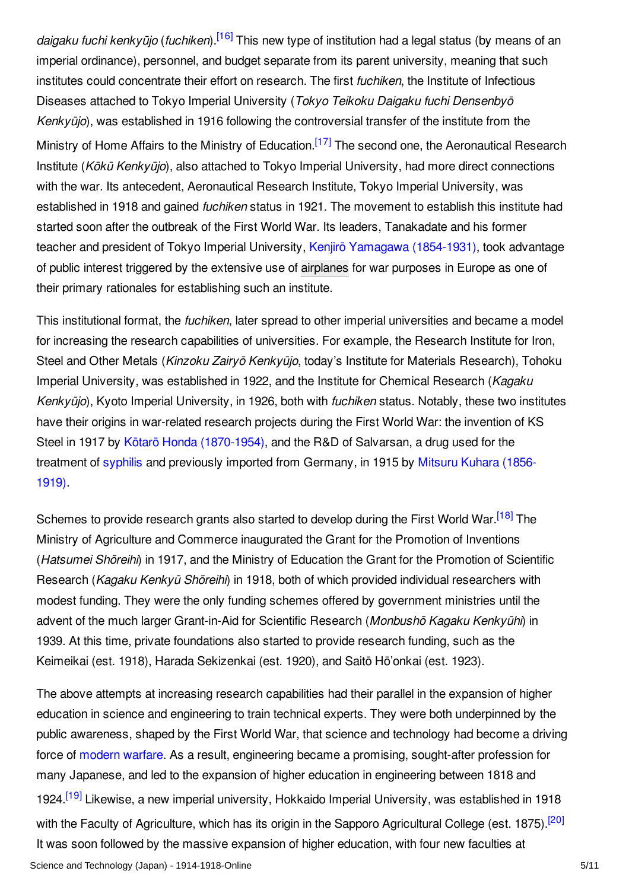*daigaku fuchi kenkyūjo* (*fuchiken*).[16] This new type of institution had a legal status (by means of an imperial ordinance), personnel, and budget separate from its parent university, meaning that such institutes could concentrate their effort on research. The first *fuchiken*, the Institute of Infectious Diseases attached to Tokyo Imperial University (*Tokyo Teikoku Daigaku fuchi Densenbyō Kenkyūjo*), was established in 1916 following the controversial transfer of the institute from the Ministry of Home Affairs to the Ministry of Education.[17] The second one, the Aeronautical Research Institute (*Kōkū Kenkyūjo*), also attached to Tokyo Imperial University, had more direct connections with the war. Its antecedent, Aeronautical Research Institute, Tokyo Imperial University, was established in 1918 and gained *fuchiken* status in 1921. The movement to establish this institute had started soon after the outbreak of the First World War. Its leaders, Tanakadate and his former teacher and president of Tokyo Imperial University, Kenjirō Yamagawa (1854-1931), took advantage of public interest triggered by the extensive use of airplanes for war purposes in Europe as one of their primary rationales for establishing such an institute.

This institutional format, the *fuchiken*, later spread to other imperial universities and became a model for increasing the research capabilities of universities. For example, the Research Institute for Iron, Steel and Other Metals (*Kinzoku Zairyō Kenkyūjo*, today's Institute for Materials Research), Tohoku Imperial University, was established in 1922, and the Institute for Chemical Research (*Kagaku Kenkyūjo*), Kyoto Imperial University, in 1926, both with *fuchiken* status. Notably, these two institutes have their origins in war-related research projects during the First World War: the invention of KS Steel in 1917 by Kōtarō Honda (1870-1954), and the R&D of Salvarsan, a drug used for the treatment of syphilis and previously imported from Germany, in 1915 by Mitsuru Kuhara (1856-1919).

Schemes to provide research grants also started to develop during the First World War.[18] The Ministry of Agriculture and Commerce inaugurated the Grant for the Promotion of Inventions (*Hatsumei Shōreihi*) in 1917, and the Ministry of Education the Grant for the Promotion of Scientific Research (*Kagaku Kenkyū Shōreihi*) in 1918, both of which provided individual researchers with modest funding. They were the only funding schemes offered by government ministries until the advent of the much larger Grant-in-Aid for Scientific Research (*Monbushō Kagaku Kenkyūhi*) in 1939. At this time, private foundations also started to provide research funding, such as the Keimeikai (est. 1918), Harada Sekizenkai (est. 1920), and Saitō Hō'onkai (est. 1923).

The above attempts at increasing research capabilities had their parallel in the expansion of higher education in science and engineering to train technical experts. They were both underpinned by the public awareness, shaped by the First World War, that science and technology had become a driving force of modern warfare. As a result, engineering became a promising, sought-after profession for many Japanese, and led to the expansion of higher education in engineering between 1818 and 1924.[19] Likewise, a new imperial university, Hokkaido Imperial University, was established in 1918 with the Faculty of Agriculture, which has its origin in the Sapporo Agricultural College (est. 1875).[20] It was soon followed by the massive expansion of higher education, with four new faculties at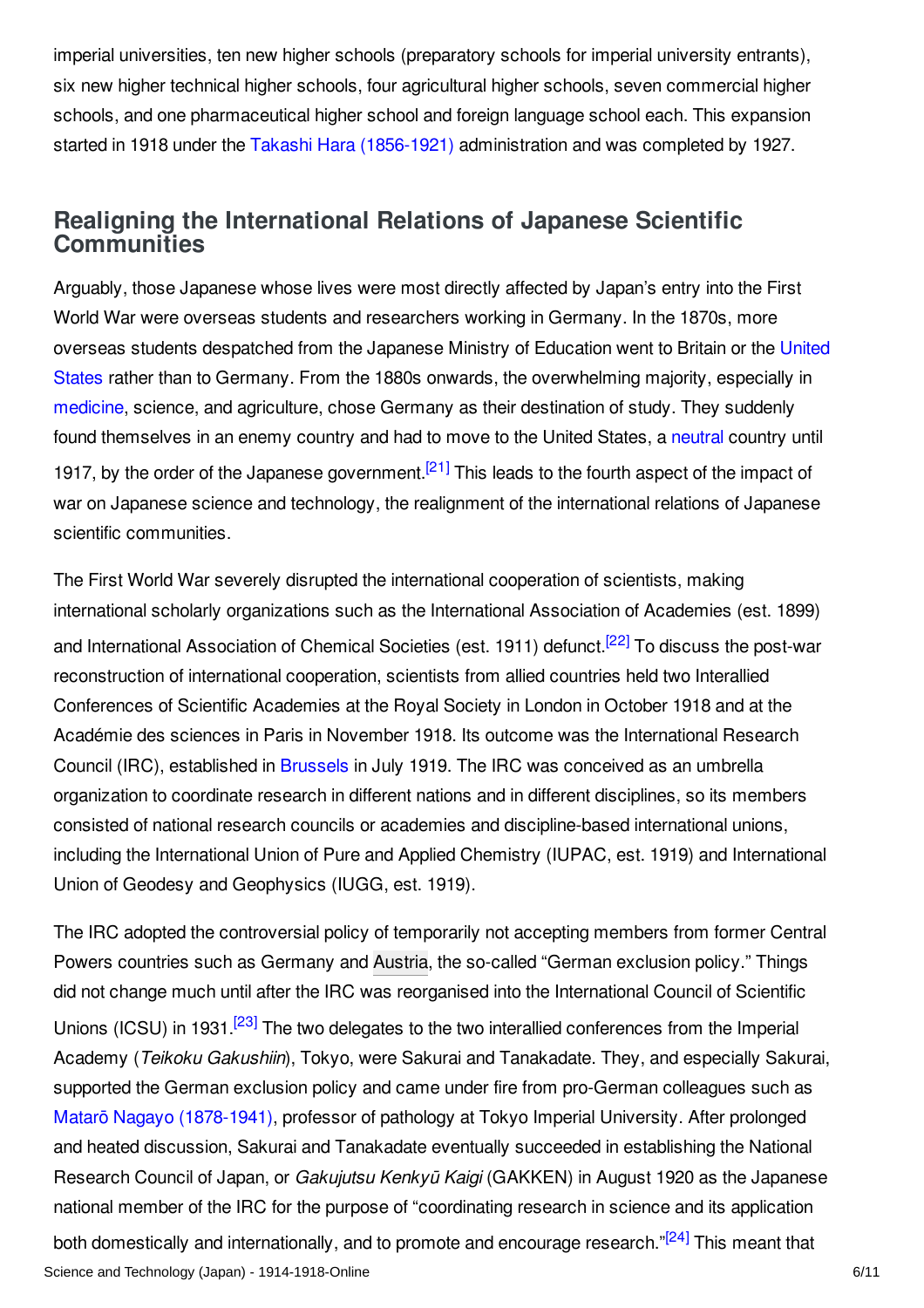imperial universities, ten new higher schools (preparatory schools for imperial university entrants), six new higher technical higher schools, four agricultural higher schools, seven commercial higher schools, and one pharmaceutical higher school and foreign language school each. This expansion started in 1918 under the Takashi Hara (1856-1921) administration and was completed by 1927.

## Realigning the International Relations of Japanese Scientific Communities

Arguably, those Japanese whose lives were most directly affected by Japan's entry into the First World War were overseas students and researchers working in Germany. In the 1870s, more overseas students despatched from the Japanese Ministry of Education went to Britain or the United States rather than to Germany. From the 1880s onwards, the overwhelming majority, especially in medicine, science, and agriculture, chose Germany as their destination of study. They suddenly found themselves in an enemy country and had to move to the United States, a neutral country until 1917, by the order of the Japanese government.[21] This leads to the fourth aspect of the impact of war on Japanese science and technology, the realignment of the international relations of Japanese scientific communities.

The First World War severely disrupted the international cooperation of scientists, making international scholarly organizations such as the International Association of Academies (est. 1899) and International Association of Chemical Societies (est. 1911) defunct.[22] To discuss the post-war reconstruction of international cooperation, scientists from allied countries held two Interallied Conferences of Scientific Academies at the Royal Society in London in October 1918 and at the Académie des sciences in Paris in November 1918. Its outcome was the International Research Council (IRC), established in Brussels in July 1919. The IRC was conceived as an umbrella organization to coordinate research in different nations and in different disciplines, so its members consisted of national research councils or academies and discipline-based international unions, including the International Union of Pure and Applied Chemistry (IUPAC, est. 1919) and International Union of Geodesy and Geophysics (IUGG, est. 1919).

The IRC adopted the controversial policy of temporarily not accepting members from former Central Powers countries such as Germany and Austria, the so-called "German exclusion policy." Things did not change much until after the IRC was reorganised into the International Council of Scientific Unions (ICSU) in 1931.[23] The two delegates to the two interallied conferences from the Imperial Academy (*Teikoku Gakushiin*), Tokyo, were Sakurai and Tanakadate. They, and especially Sakurai, supported the German exclusion policy and came under fire from pro-German colleagues such as Matarō Nagayo (1878-1941), professor of pathology at Tokyo Imperial University. After prolonged and heated discussion, Sakurai and Tanakadate eventually succeeded in establishing the National Research Council of Japan, or *Gakujutsu Kenkyū Kaigi* (GAKKEN) in August 1920 as the Japanese national member of the IRC for the purpose of "coordinating research in science and its application both domestically and internationally, and to promote and encourage research."[24] This meant that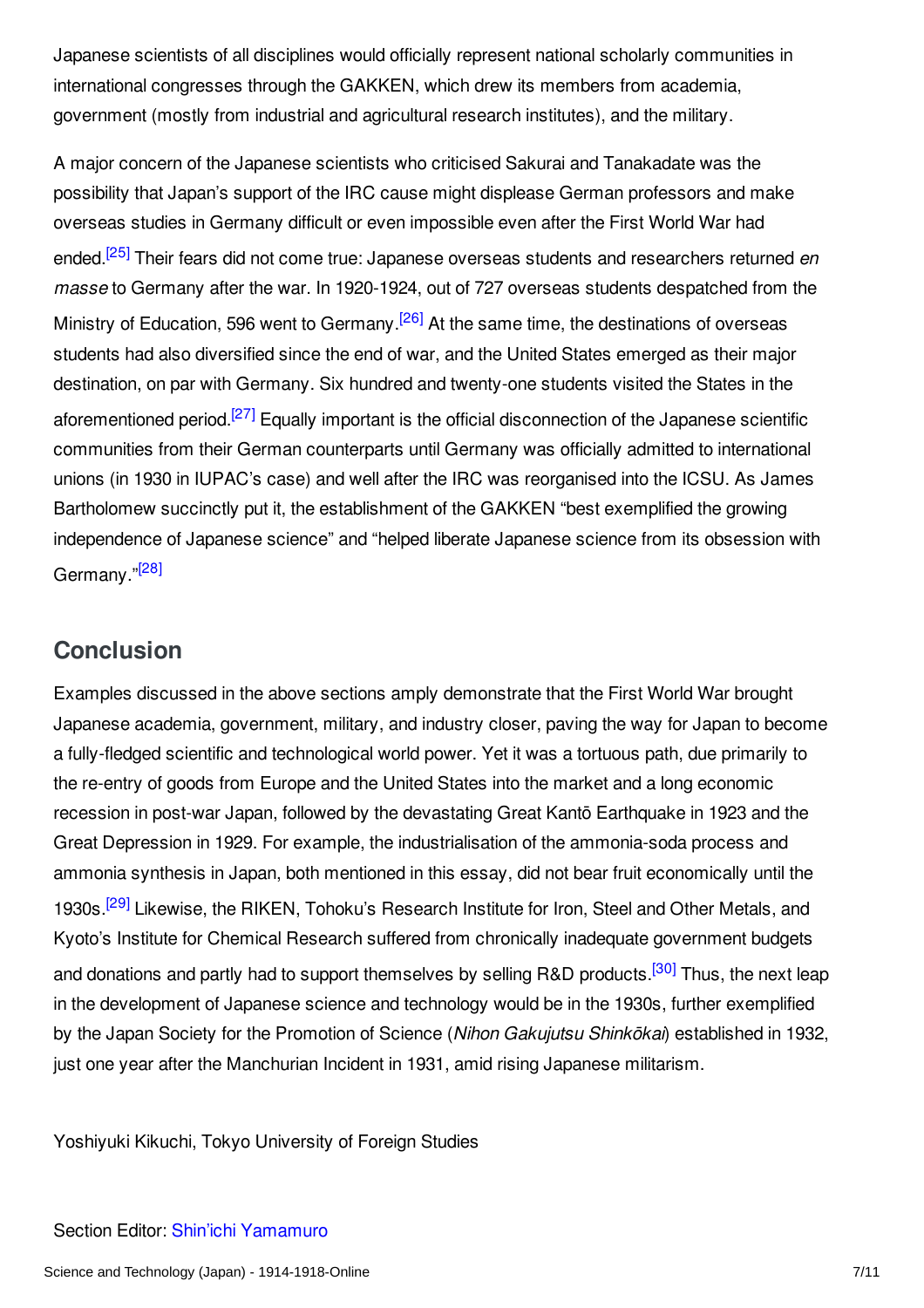Japanese scientists of all disciplines would officially represent national scholarly communities in international congresses through the GAKKEN, which drew its members from academia, government (mostly from industrial and agricultural research institutes), and the military.

A major concern of the Japanese scientists who criticised Sakurai and Tanakadate was the possibility that Japan's support of the IRC cause might displease German professors and make overseas studies in Germany difficult or even impossible even after the First World War had ended.[25] Their fears did not come true: Japanese overseas students and researchers returned *en masse* to Germany after the war. In 1920-1924, out of 727 overseas students despatched from the Ministry of Education, 596 went to Germany.[26] At the same time, the destinations of overseas students had also diversified since the end of war, and the United States emerged as their major destination, on par with Germany. Six hundred and twenty-one students visited the States in the aforementioned period.[27] Equally important is the official disconnection of the Japanese scientific communities from their German counterparts until Germany was officially admitted to international unions (in 1930 in IUPAC's case) and well after the IRC was reorganised into the ICSU. As James Bartholomew succinctly put it, the establishment of the GAKKEN "best exemplified the growing independence of Japanese science" and "helped liberate Japanese science from its obsession with Germany."[28]

## Conclusion

Examples discussed in the above sections amply demonstrate that the First World War brought Japanese academia, government, military, and industry closer, paving the way for Japan to become a fully-fledged scientific and technological world power. Yet it was a tortuous path, due primarily to the re-entry of goods from Europe and the United States into the market and a long economic recession in post-war Japan, followed by the devastating Great Kantō Earthquake in 1923 and the Great Depression in 1929. For example, the industrialisation of the ammonia-soda process and ammonia synthesis in Japan, both mentioned in this essay, did not bear fruit economically until the 1930s.[29] Likewise, the RIKEN, Tohoku's Research Institute for Iron, Steel and Other Metals, and Kyoto's Institute for Chemical Research suffered from chronically inadequate government budgets and donations and partly had to support themselves by selling R&D products.[30] Thus, the next leap in the development of Japanese science and technology would be in the 1930s, further exemplified by the Japan Society for the Promotion of Science (*Nihon Gakujutsu Shinkōkai*) established in 1932, just one year after the Manchurian Incident in 1931, amid rising Japanese militarism.

Yoshiyuki Kikuchi, Tokyo University of Foreign Studies

Section Editor: Shin'ichi Yamamuro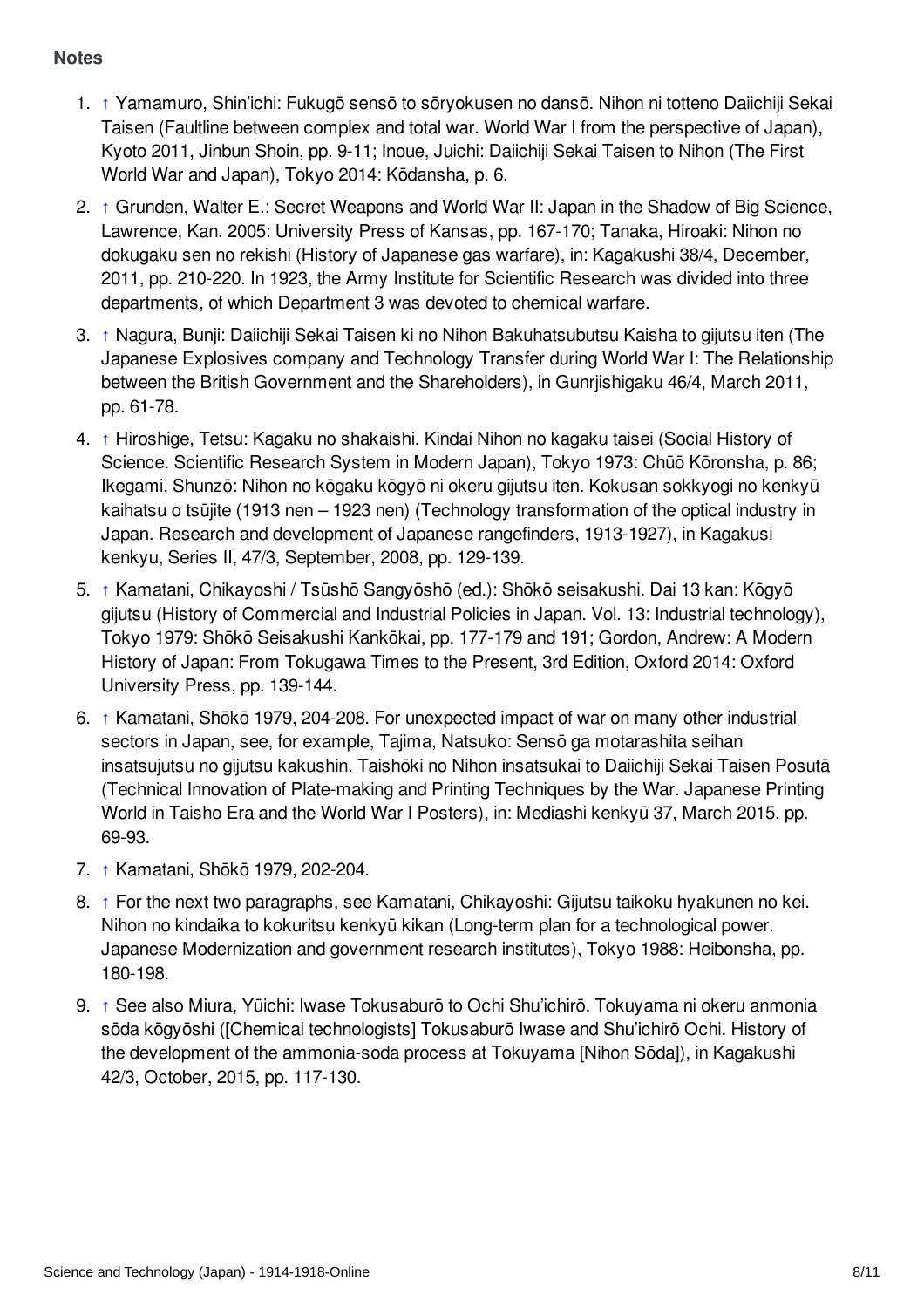**Notes**

1. ↑ Yamamuro, Shin'ichi: Fukugō sensō to sōryokusen no dansō. Nihon ni totteno Daiichiji Sekai Taisen (Faultline between complex and total war. World War I from the perspective of Japan), Kyoto 2011, Jinbun Shoin, pp. 9-11; Inoue, Juichi: Daiichiji Sekai Taisen to Nihon (The First World War and Japan), Tokyo 2014: Kōdansha, p. 6.
2. ↑ Grunden, Walter E.: Secret Weapons and World War II: Japan in the Shadow of Big Science, Lawrence, Kan. 2005: University Press of Kansas, pp. 167-170; Tanaka, Hiroaki: Nihon no dokugaku sen no rekishi (History of Japanese gas warfare), in: Kagakushi 38/4, December, 2011, pp. 210-220. In 1923, the Army Institute for Scientific Research was divided into three departments, of which Department 3 was devoted to chemical warfare.
3. ↑ Nagura, Bunji: Daiichiji Sekai Taisen ki no Nihon Bakuhatsubutsu Kaisha to gijutsu iten (The Japanese Explosives company and Technology Transfer during World War I: The Relationship between the British Government and the Shareholders), in Gunrjishigaku 46/4, March 2011, pp. 61-78.
4. ↑ Hiroshige, Tetsu: Kagaku no shakaishi. Kindai Nihon no kagaku taisei (Social History of Science. Scientific Research System in Modern Japan), Tokyo 1973: Chūō Kōronsha, p. 86; Ikegami, Shunzō: Nihon no kōgaku kōgyō ni okeru gijutsu iten. Kokusan sokkyogi no kenkyū kaihatsu o tsūjite (1913 nen – 1923 nen) (Technology transformation of the optical industry in Japan. Research and development of Japanese rangefinders, 1913-1927), in Kagakusi kenkyu, Series II, 47/3, September, 2008, pp. 129-139.
5. ↑ Kamatani, Chikayoshi / Tsūshō Sangyōshō (ed.): Shōkō seisakushi. Dai 13 kan: Kōgyō gijutsu (History of Commercial and Industrial Policies in Japan. Vol. 13: Industrial technology), Tokyo 1979: Shōkō Seisakushi Kankōkai, pp. 177-179 and 191; Gordon, Andrew: A Modern History of Japan: From Tokugawa Times to the Present, 3rd Edition, Oxford 2014: Oxford University Press, pp. 139-144.
6. ↑ Kamatani, Shōkō 1979, 204-208. For unexpected impact of war on many other industrial sectors in Japan, see, for example, Tajima, Natsuko: Sensō ga motarashita seihan insatsujutsu no gijutsu kakushin. Taishōki no Nihon insatsukai to Daiichiji Sekai Taisen Posutā (Technical Innovation of Plate-making and Printing Techniques by the War. Japanese Printing World in Taisho Era and the World War I Posters), in: Mediashi kenkyū 37, March 2015, pp. 69-93.
7. ↑ Kamatani, Shōkō 1979, 202-204.
8. ↑ For the next two paragraphs, see Kamatani, Chikayoshi: Gijutsu taikoku hyakunen no kei. Nihon no kindaika to kokuritsu kenkyū kikan (Long-term plan for a technological power. Japanese Modernization and government research institutes), Tokyo 1988: Heibonsha, pp. 180-198.
9. ↑ See also Miura, Yūichi: Iwase Tokusaburō to Ochi Shu'ichirō. Tokuyama ni okeru anmonia sōda kōgyōshi ([Chemical technologists] Tokusaburō Iwase and Shu'ichirō Ochi. History of the development of the ammonia-soda process at Tokuyama [Nihon Sōda]), in Kagakushi 42/3, October, 2015, pp. 117-130.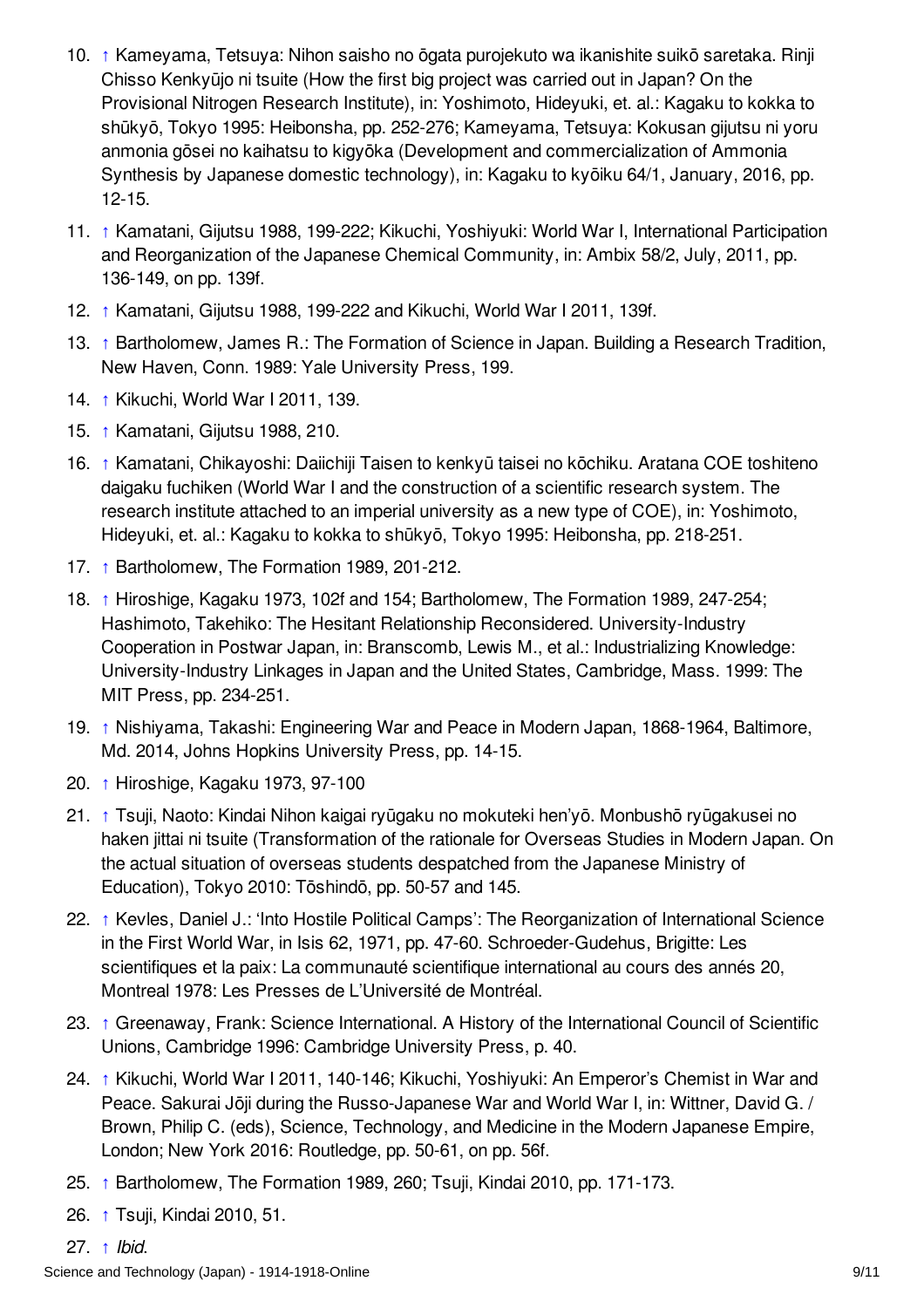10. ↑ Kameyama, Tetsuya: Nihon saisho no ōgata purojekuto wa ikanishite suikō saretaka. Rinji Chisso Kenkyūjo ni tsuite (How the first big project was carried out in Japan? On the Provisional Nitrogen Research Institute), in: Yoshimoto, Hideyuki, et. al.: Kagaku to kokka to shūkyō, Tokyo 1995: Heibonsha, pp. 252-276; Kameyama, Tetsuya: Kokusan gijutsu ni yoru anmonia gōsei no kaihatsu to kigyōka (Development and commercialization of Ammonia Synthesis by Japanese domestic technology), in: Kagaku to kyōiku 64/1, January, 2016, pp. 12-15.
11. ↑ Kamatani, Gijutsu 1988, 199-222; Kikuchi, Yoshiyuki: World War I, International Participation and Reorganization of the Japanese Chemical Community, in: Ambix 58/2, July, 2011, pp. 136-149, on pp. 139f.
12. ↑ Kamatani, Gijutsu 1988, 199-222 and Kikuchi, World War I 2011, 139f.
13. ↑ Bartholomew, James R.: The Formation of Science in Japan. Building a Research Tradition, New Haven, Conn. 1989: Yale University Press, 199.
14. ↑ Kikuchi, World War I 2011, 139.
15. ↑ Kamatani, Gijutsu 1988, 210.
16. ↑ Kamatani, Chikayoshi: Daiichiji Taisen to kenkyū taisei no kōchiku. Aratana COE toshiteno daigaku fuchiken (World War I and the construction of a scientific research system. The research institute attached to an imperial university as a new type of COE), in: Yoshimoto, Hideyuki, et. al.: Kagaku to kokka to shūkyō, Tokyo 1995: Heibonsha, pp. 218-251.
17. ↑ Bartholomew, The Formation 1989, 201-212.
18. ↑ Hiroshige, Kagaku 1973, 102f and 154; Bartholomew, The Formation 1989, 247-254; Hashimoto, Takehiko: The Hesitant Relationship Reconsidered. University-Industry Cooperation in Postwar Japan, in: Branscomb, Lewis M., et al.: Industrializing Knowledge: University-Industry Linkages in Japan and the United States, Cambridge, Mass. 1999: The MIT Press, pp. 234-251.
19. ↑ Nishiyama, Takashi: Engineering War and Peace in Modern Japan, 1868-1964, Baltimore, Md. 2014, Johns Hopkins University Press, pp. 14-15.
20. ↑ Hiroshige, Kagaku 1973, 97-100
21. ↑ Tsuji, Naoto: Kindai Nihon kaigai ryūgaku no mokuteki hen'yō. Monbushō ryūgakusei no haken jittai ni tsuite (Transformation of the rationale for Overseas Studies in Modern Japan. On the actual situation of overseas students despatched from the Japanese Ministry of Education), Tokyo 2010: Tōshindō, pp. 50-57 and 145.
22. ↑ Kevles, Daniel J.: 'Into Hostile Political Camps': The Reorganization of International Science in the First World War, in Isis 62, 1971, pp. 47-60. Schroeder-Gudehus, Brigitte: Les scientifiques et la paix: La communauté scientifique international au cours des annés 20, Montreal 1978: Les Presses de L'Université de Montréal.
23. ↑ Greenaway, Frank: Science International. A History of the International Council of Scientific Unions, Cambridge 1996: Cambridge University Press, p. 40.
24. ↑ Kikuchi, World War I 2011, 140-146; Kikuchi, Yoshiyuki: An Emperor's Chemist in War and Peace. Sakurai Jōji during the Russo-Japanese War and World War I, in: Wittner, David G. / Brown, Philip C. (eds), Science, Technology, and Medicine in the Modern Japanese Empire, London; New York 2016: Routledge, pp. 50-61, on pp. 56f.
25. ↑ Bartholomew, The Formation 1989, 260; Tsuji, Kindai 2010, pp. 171-173.
26. ↑ Tsuji, Kindai 2010, 51.
27. ↑ *Ibid.*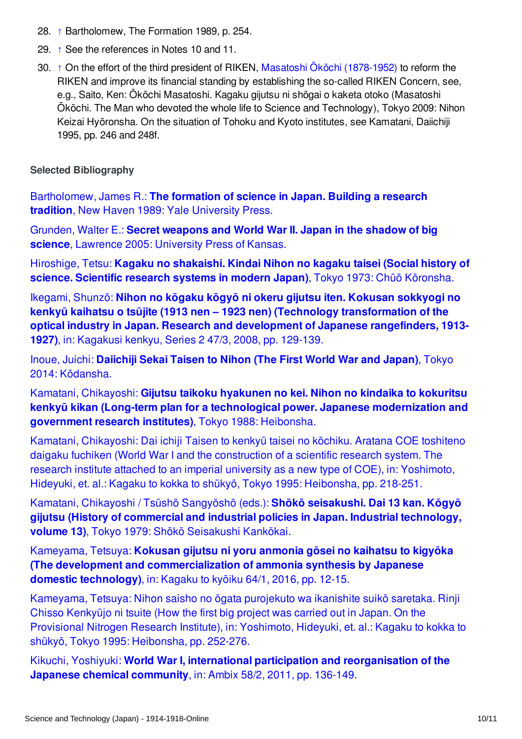28. ↑ Bartholomew, The Formation 1989, p. 254.
29. ↑ See the references in Notes 10 and 11.
30. ↑ On the effort of the third president of RIKEN, Masatoshi Ōkōchi (1878-1952) to reform the RIKEN and improve its financial standing by establishing the so-called RIKEN Concern, see, e.g., Saito, Ken: Ōkōchi Masatoshi. Kagaku gijutsu ni shōgai o kaketa otoko (Masatoshi Ōkōchi. The Man who devoted the whole life to Science and Technology), Tokyo 2009: Nihon Keizai Hyōronsha. On the situation of Tohoku and Kyoto institutes, see Kamatani, Daiichiji 1995, pp. 246 and 248f.

### Selected Bibliography

Bartholomew, James R.: **The formation of science in Japan. Building a research tradition**, New Haven 1989: Yale University Press.

Grunden, Walter E.: **Secret weapons and World War II. Japan in the shadow of big science**, Lawrence 2005: University Press of Kansas.

Hiroshige, Tetsu: **Kagaku no shakaishi. Kindai Nihon no kagaku taisei (Social history of science. Scientific research systems in modern Japan)**, Tokyo 1973: Chūō Kōronsha.

Ikegami, Shunzō: **Nihon no kōgaku kōgyō ni okeru gijutsu iten. Kokusan sokkyogi no kenkyū kaihatsu o tsūjite (1913 nen – 1923 nen) (Technology transformation of the optical industry in Japan. Research and development of Japanese rangefinders, 1913-1927)**, in: Kagakusi kenkyu, Series 2 47/3, 2008, pp. 129-139.

Inoue, Juichi: **Daiichiji Sekai Taisen to Nihon (The First World War and Japan)**, Tokyo 2014: Kōdansha.

Kamatani, Chikayoshi: **Gijutsu taikoku hyakunen no kei. Nihon no kindaika to kokuritsu kenkyū kikan (Long-term plan for a technological power. Japanese modernization and government research institutes)**, Tokyo 1988: Heibonsha.

Kamatani, Chikayoshi: Dai ichiji Taisen to kenkyū taisei no kōchiku. Aratana COE toshiteno daigaku fuchiken (World War I and the construction of a scientific research system. The research institute attached to an imperial university as a new type of COE), in: Yoshimoto, Hideyuki, et. al.: Kagaku to kokka to shūkyō, Tokyo 1995: Heibonsha, pp. 218-251.

Kamatani, Chikayoshi / Tsūshō Sangyōshō (eds.): **Shōkō seisakushi. Dai 13 kan. Kōgyō gijutsu (History of commercial and industrial policies in Japan. Industrial technology, volume 13)**, Tokyo 1979: Shōkō Seisakushi Kankōkai.

Kameyama, Tetsuya: **Kokusan gijutsu ni yoru anmonia gōsei no kaihatsu to kigyōka (The development and commercialization of ammonia synthesis by Japanese domestic technology)**, in: Kagaku to kyōiku 64/1, 2016, pp. 12-15.

Kameyama, Tetsuya: Nihon saisho no ōgata purojekuto wa ikanishite suikō saretaka. Rinji Chisso Kenkyūjo ni tsuite (How the first big project was carried out in Japan. On the Provisional Nitrogen Research Institute), in: Yoshimoto, Hideyuki, et. al.: Kagaku to kokka to shūkyō, Tokyo 1995: Heibonsha, pp. 252-276.

Kikuchi, Yoshiyuki: **World War I, international participation and reorganisation of the Japanese chemical community**, in: Ambix 58/2, 2011, pp. 136-149.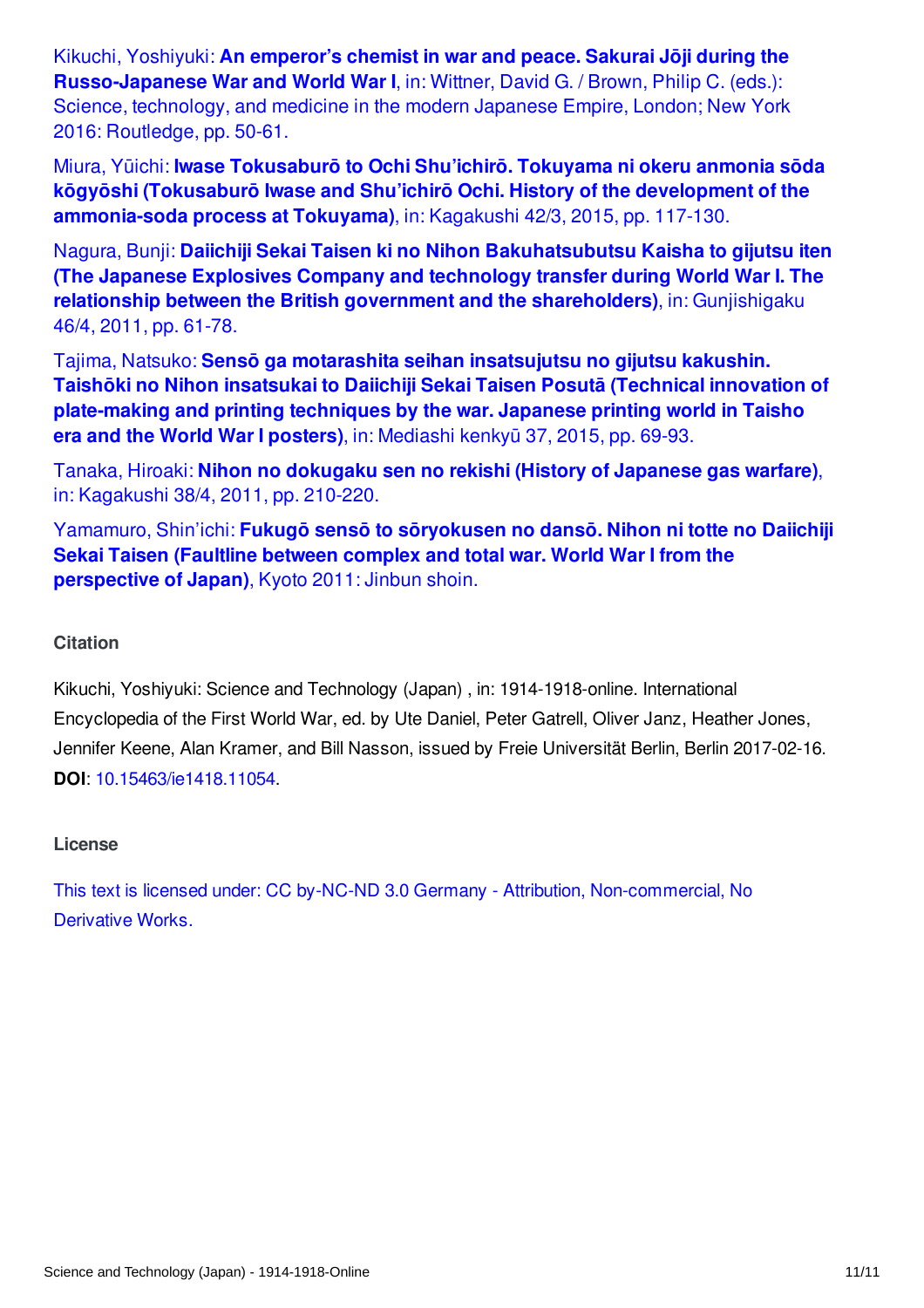Kikuchi, Yoshiyuki: **An emperor's chemist in war and peace. Sakurai Jōji during the Russo-Japanese War and World War I**, in: Wittner, David G. / Brown, Philip C. (eds.): Science, technology, and medicine in the modern Japanese Empire, London; New York 2016: Routledge, pp. 50-61.

Miura, Yūichi: **Iwase Tokusaburō to Ochi Shu'ichirō. Tokuyama ni okeru anmonia sōda kōgyōshi (Tokusaburō Iwase and Shu'ichirō Ochi. History of the development of the ammonia-soda process at Tokuyama)**, in: Kagakushi 42/3, 2015, pp. 117-130.

Nagura, Bunji: **Daiichiji Sekai Taisen ki no Nihon Bakuhatsubutsu Kaisha to gijutsu iten (The Japanese Explosives Company and technology transfer during World War I. The relationship between the British government and the shareholders)**, in: Gunjishigaku 46/4, 2011, pp. 61-78.

Tajima, Natsuko: **Sensō ga motarashita seihan insatsujutsu no gijutsu kakushin. Taishōki no Nihon insatsukai to Daiichiji Sekai Taisen Posutā (Technical innovation of plate-making and printing techniques by the war. Japanese printing world in Taisho era and the World War I posters)**, in: Mediashi kenkyū 37, 2015, pp. 69-93.

Tanaka, Hiroaki: **Nihon no dokugaku sen no rekishi (History of Japanese gas warfare)**, in: Kagakushi 38/4, 2011, pp. 210-220.

Yamamuro, Shin'ichi: **Fukugō sensō to sōryokusen no dansō. Nihon ni totte no Daiichiji Sekai Taisen (Faultline between complex and total war. World War I from the perspective of Japan)**, Kyoto 2011: Jinbun shoin.

### Citation

Kikuchi, Yoshiyuki: Science and Technology (Japan) , in: 1914-1918-online. International Encyclopedia of the First World War, ed. by Ute Daniel, Peter Gatrell, Oliver Janz, Heather Jones, Jennifer Keene, Alan Kramer, and Bill Nasson, issued by Freie Universität Berlin, Berlin 2017-02-16.
**DOI**: 10.15463/ie1418.11054.

### License

This text is licensed under: CC by-NC-ND 3.0 Germany - Attribution, Non-commercial, No Derivative Works.